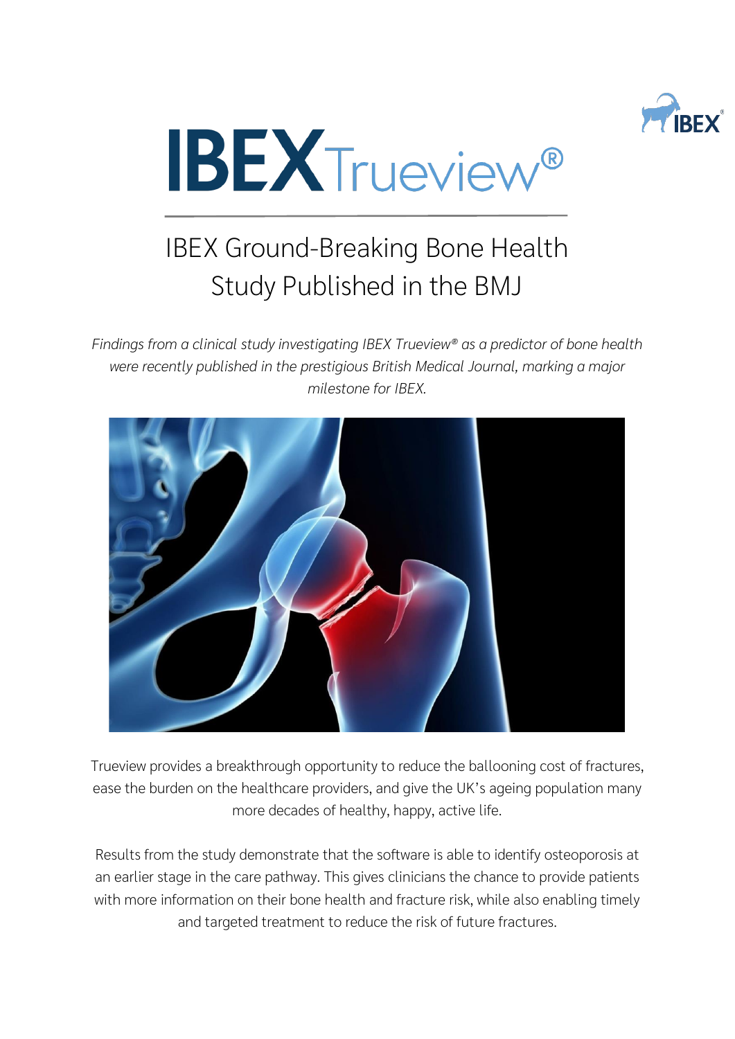# IBEX Trueview®

## IBEX Ground-Breaking Bone Health Study Published in the BMJ

*Findings from a clinical study investigating IBEX Trueview® as a predictor of bone health were recently published in the prestigious British Medical Journal, marking a major milestone for IBEX.*

Trueview provides a breakthrough opportunity to reduce the ballooning cost of fractures, ease the burden on the healthcare providers, and give the UK's ageing population many more decades of healthy, happy, active life.

Results from the study demonstrate that the software is able to identify osteoporosis at an earlier stage in the care pathway. This gives clinicians the chance to provide patients with more information on their bone health and fracture risk, while also enabling timely and targeted treatment to reduce the risk of future fractures.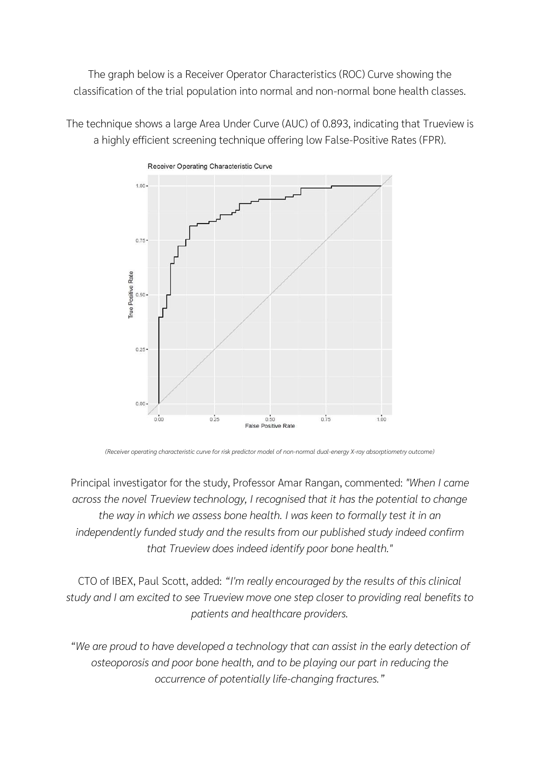The graph below is a Receiver Operator Characteristics (ROC) Curve showing the classification of the trial population into normal and non-normal bone health classes.

The technique shows a large Area Under Curve (AUC) of 0.893, indicating that Trueview is a highly efficient screening technique offering low False-Positive Rates (FPR).

*(Receiver operating characteristic curve for risk predictor model of non-normal dual-energy X-ray absorptiometry outcome)*

Principal investigator for the study, Professor Amar Rangan, commented: *"When I came across the novel Trueview technology, I recognised that it has the potential to change the way in which we assess bone health. I was keen to formally test it in an independently funded study and the results from our published study indeed confirm that Trueview does indeed identify poor bone health."*

CTO of IBEX, Paul Scott, added: *"I'm really encouraged by the results of this clinical study and I am excited to see Trueview move one step closer to providing real benefits to patients and healthcare providers.*

*"We are proud to have developed a technology that can assist in the early detection of osteoporosis and poor bone health, and to be playing our part in reducing the occurrence of potentially life-changing fractures."*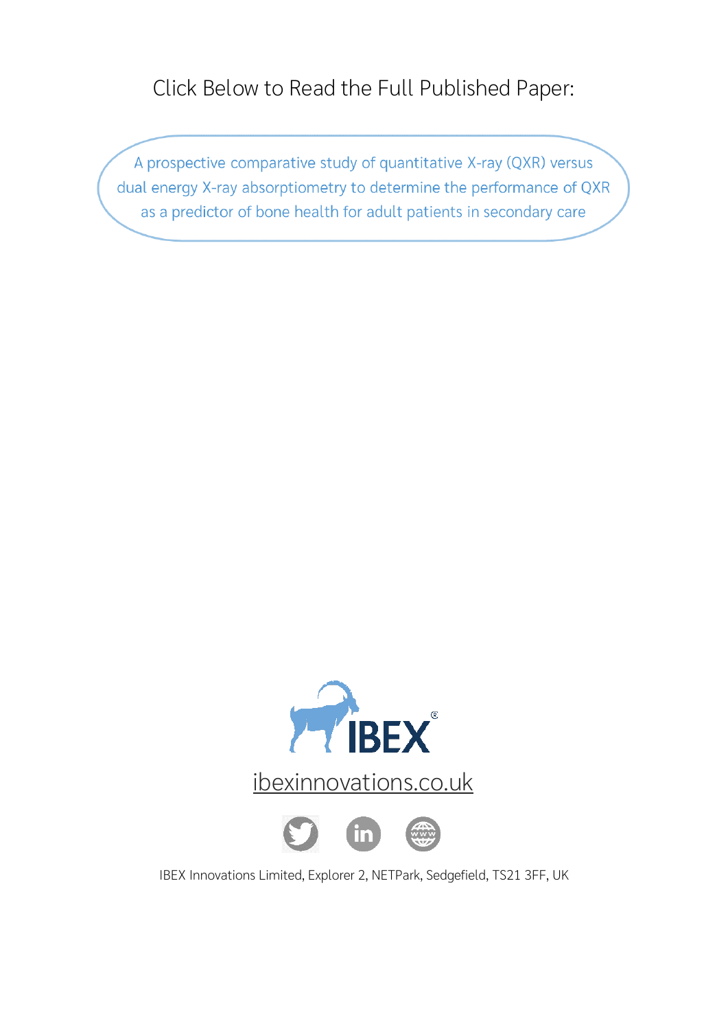Click Below to Read the Full Published Paper:

A prospective comparative study of quantitative X-ray (QXR) versus dual energy X-ray absorptiometry to determine the performance of QXR as a predictor of bone health for adult patients in secondary care

IBEX®

ibexinnovations.co.uk

IBEX Innovations Limited, Explorer 2, NETPark, Sedgefield, TS21 3FF, UK